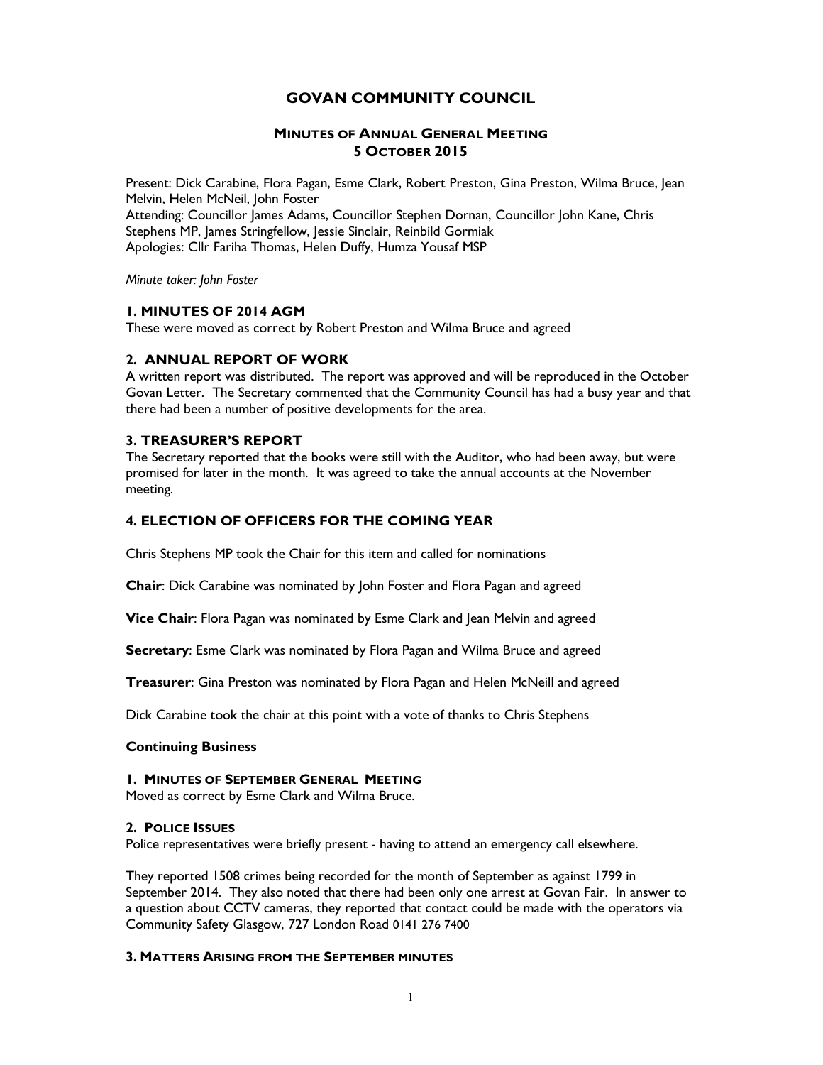# GOVAN COMMUNITY COUNCIL

## MINUTES OF ANNUAL GENERAL MEETING
## 5 OCTOBER 2015

Present: Dick Carabine, Flora Pagan, Esme Clark, Robert Preston, Gina Preston, Wilma Bruce, Jean Melvin, Helen McNeil, John Foster
Attending: Councillor James Adams, Councillor Stephen Dornan, Councillor John Kane, Chris Stephens MP, James Stringfellow, Jessie Sinclair, Reinbild Gormiak
Apologies: Cllr Fariha Thomas, Helen Duffy, Humza Yousaf MSP

*Minute taker: John Foster*

### 1. MINUTES OF 2014 AGM

These were moved as correct by Robert Preston and Wilma Bruce and agreed

### 2. ANNUAL REPORT OF WORK

A written report was distributed. The report was approved and will be reproduced in the October Govan Letter. The Secretary commented that the Community Council has had a busy year and that there had been a number of positive developments for the area.

### 3. TREASURER'S REPORT

The Secretary reported that the books were still with the Auditor, who had been away, but were promised for later in the month. It was agreed to take the annual accounts at the November meeting.

### 4. ELECTION OF OFFICERS FOR THE COMING YEAR

Chris Stephens MP took the Chair for this item and called for nominations

**Chair**: Dick Carabine was nominated by John Foster and Flora Pagan and agreed

**Vice Chair**: Flora Pagan was nominated by Esme Clark and Jean Melvin and agreed

**Secretary**: Esme Clark was nominated by Flora Pagan and Wilma Bruce and agreed

**Treasurer**: Gina Preston was nominated by Flora Pagan and Helen McNeill and agreed

Dick Carabine took the chair at this point with a vote of thanks to Chris Stephens

**Continuing Business**

#### 1. MINUTES OF SEPTEMBER GENERAL MEETING

Moved as correct by Esme Clark and Wilma Bruce.

#### 2. POLICE ISSUES

Police representatives were briefly present - having to attend an emergency call elsewhere.

They reported 1508 crimes being recorded for the month of September as against 1799 in September 2014. They also noted that there had been only one arrest at Govan Fair. In answer to a question about CCTV cameras, they reported that contact could be made with the operators via Community Safety Glasgow, 727 London Road 0141 276 7400

#### 3. MATTERS ARISING FROM THE SEPTEMBER MINUTES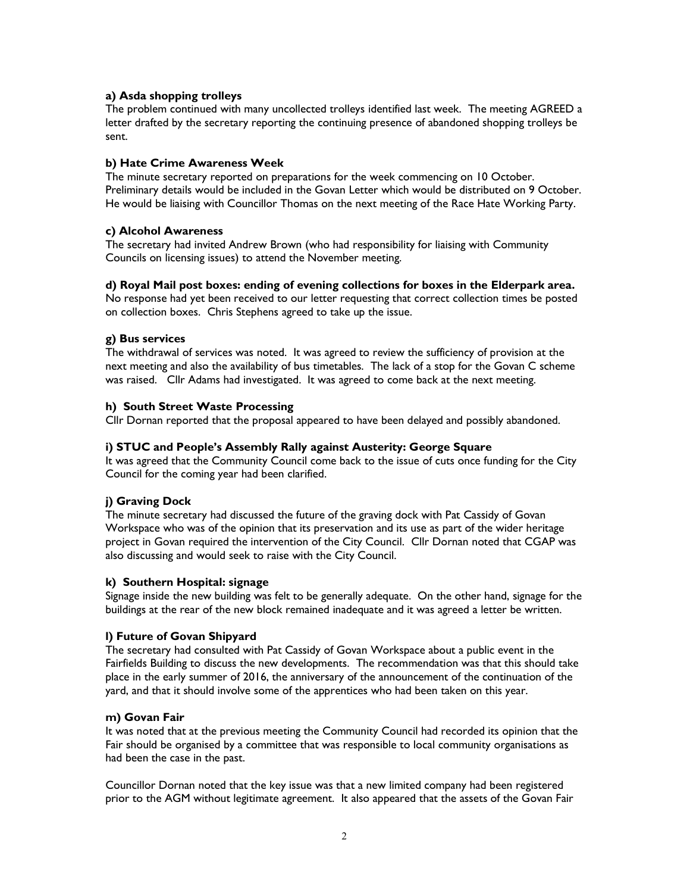**a) Asda shopping trolleys**

The problem continued with many uncollected trolleys identified last week. The meeting AGREED a letter drafted by the secretary reporting the continuing presence of abandoned shopping trolleys be sent.

**b) Hate Crime Awareness Week**

The minute secretary reported on preparations for the week commencing on 10 October. Preliminary details would be included in the Govan Letter which would be distributed on 9 October. He would be liaising with Councillor Thomas on the next meeting of the Race Hate Working Party.

**c) Alcohol Awareness**

The secretary had invited Andrew Brown (who had responsibility for liaising with Community Councils on licensing issues) to attend the November meeting.

**d) Royal Mail post boxes: ending of evening collections for boxes in the Elderpark area.**

No response had yet been received to our letter requesting that correct collection times be posted on collection boxes. Chris Stephens agreed to take up the issue.

**g) Bus services**

The withdrawal of services was noted. It was agreed to review the sufficiency of provision at the next meeting and also the availability of bus timetables. The lack of a stop for the Govan C scheme was raised. Cllr Adams had investigated. It was agreed to come back at the next meeting.

**h) South Street Waste Processing**

Cllr Dornan reported that the proposal appeared to have been delayed and possibly abandoned.

**i) STUC and People's Assembly Rally against Austerity: George Square**

It was agreed that the Community Council come back to the issue of cuts once funding for the City Council for the coming year had been clarified.

**j) Graving Dock**

The minute secretary had discussed the future of the graving dock with Pat Cassidy of Govan Workspace who was of the opinion that its preservation and its use as part of the wider heritage project in Govan required the intervention of the City Council. Cllr Dornan noted that CGAP was also discussing and would seek to raise with the City Council.

**k) Southern Hospital: signage**

Signage inside the new building was felt to be generally adequate. On the other hand, signage for the buildings at the rear of the new block remained inadequate and it was agreed a letter be written.

**l) Future of Govan Shipyard**

The secretary had consulted with Pat Cassidy of Govan Workspace about a public event in the Fairfields Building to discuss the new developments. The recommendation was that this should take place in the early summer of 2016, the anniversary of the announcement of the continuation of the yard, and that it should involve some of the apprentices who had been taken on this year.

**m) Govan Fair**

It was noted that at the previous meeting the Community Council had recorded its opinion that the Fair should be organised by a committee that was responsible to local community organisations as had been the case in the past.

Councillor Dornan noted that the key issue was that a new limited company had been registered prior to the AGM without legitimate agreement. It also appeared that the assets of the Govan Fair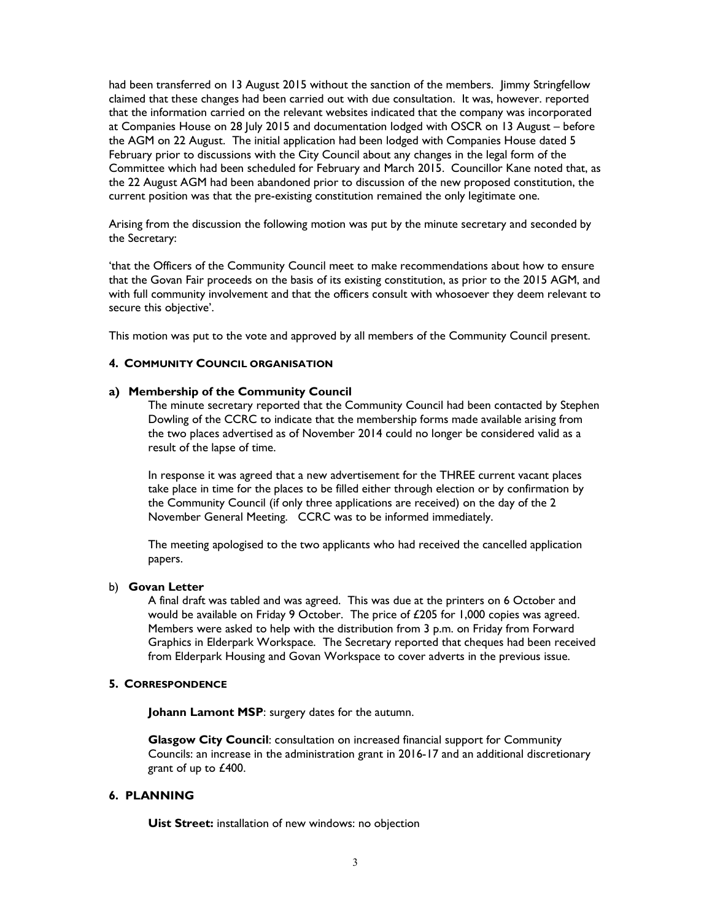had been transferred on 13 August 2015 without the sanction of the members. Jimmy Stringfellow claimed that these changes had been carried out with due consultation. It was, however. reported that the information carried on the relevant websites indicated that the company was incorporated at Companies House on 28 July 2015 and documentation lodged with OSCR on 13 August – before the AGM on 22 August. The initial application had been lodged with Companies House dated 5 February prior to discussions with the City Council about any changes in the legal form of the Committee which had been scheduled for February and March 2015. Councillor Kane noted that, as the 22 August AGM had been abandoned prior to discussion of the new proposed constitution, the current position was that the pre-existing constitution remained the only legitimate one.

Arising from the discussion the following motion was put by the minute secretary and seconded by the Secretary:

'that the Officers of the Community Council meet to make recommendations about how to ensure that the Govan Fair proceeds on the basis of its existing constitution, as prior to the 2015 AGM, and with full community involvement and that the officers consult with whosoever they deem relevant to secure this objective'.

This motion was put to the vote and approved by all members of the Community Council present.

#### 4. COMMUNITY COUNCIL ORGANISATION

**a) Membership of the Community Council**

The minute secretary reported that the Community Council had been contacted by Stephen Dowling of the CCRC to indicate that the membership forms made available arising from the two places advertised as of November 2014 could no longer be considered valid as a result of the lapse of time.

In response it was agreed that a new advertisement for the THREE current vacant places take place in time for the places to be filled either through election or by confirmation by the Community Council (if only three applications are received) on the day of the 2 November General Meeting. CCRC was to be informed immediately.

The meeting apologised to the two applicants who had received the cancelled application papers.

b) **Govan Letter**

A final draft was tabled and was agreed. This was due at the printers on 6 October and would be available on Friday 9 October. The price of £205 for 1,000 copies was agreed. Members were asked to help with the distribution from 3 p.m. on Friday from Forward Graphics in Elderpark Workspace. The Secretary reported that cheques had been received from Elderpark Housing and Govan Workspace to cover adverts in the previous issue.

#### 5. CORRESPONDENCE

**Johann Lamont MSP**: surgery dates for the autumn.

**Glasgow City Council**: consultation on increased financial support for Community Councils: an increase in the administration grant in 2016-17 and an additional discretionary grant of up to £400.

#### 6. PLANNING

**Uist Street:** installation of new windows: no objection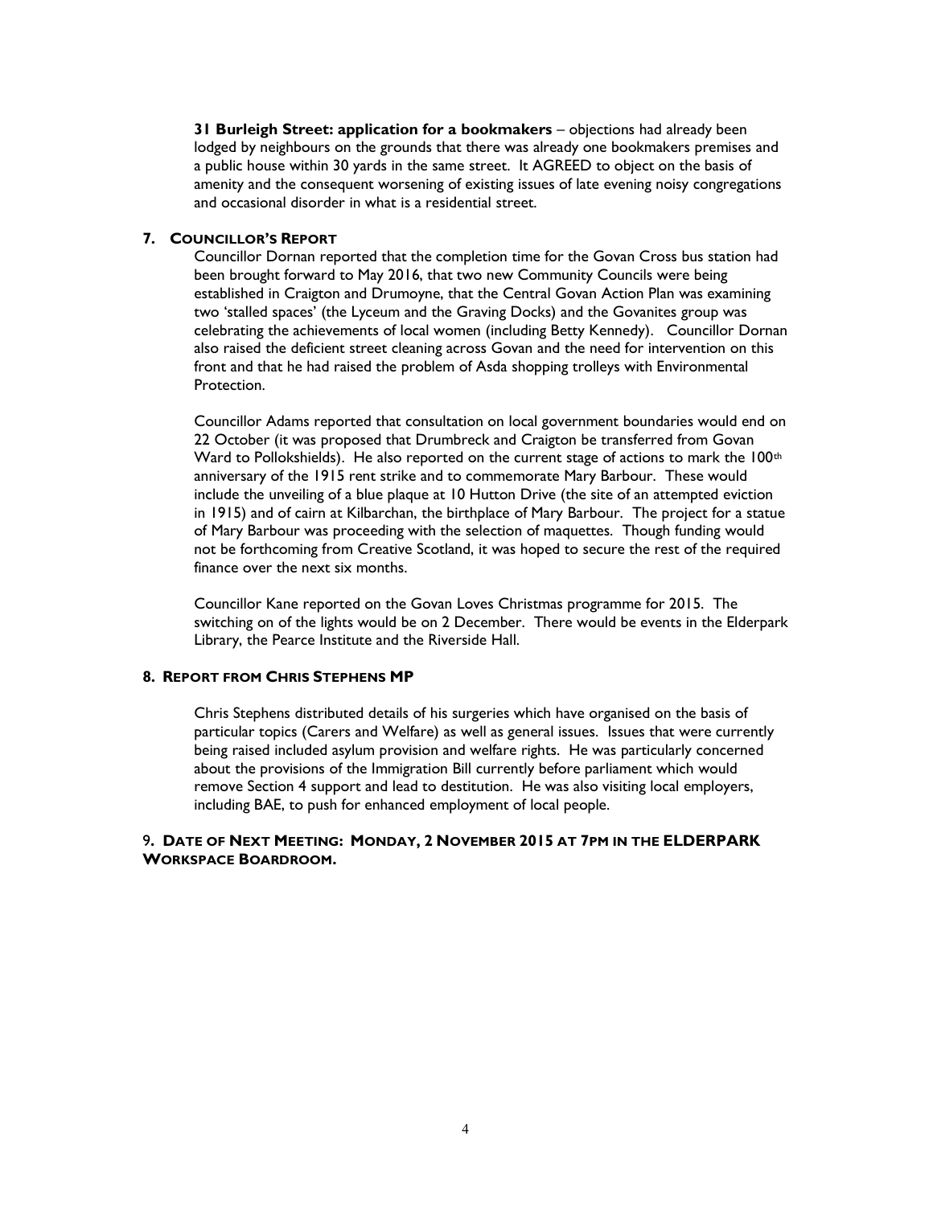**31 Burleigh Street: application for a bookmakers** – objections had already been lodged by neighbours on the grounds that there was already one bookmakers premises and a public house within 30 yards in the same street. It AGREED to object on the basis of amenity and the consequent worsening of existing issues of late evening noisy congregations and occasional disorder in what is a residential street.

## 7. COUNCILLOR'S REPORT

Councillor Dornan reported that the completion time for the Govan Cross bus station had been brought forward to May 2016, that two new Community Councils were being established in Craigton and Drumoyne, that the Central Govan Action Plan was examining two 'stalled spaces' (the Lyceum and the Graving Docks) and the Govanites group was celebrating the achievements of local women (including Betty Kennedy). Councillor Dornan also raised the deficient street cleaning across Govan and the need for intervention on this front and that he had raised the problem of Asda shopping trolleys with Environmental Protection.

Councillor Adams reported that consultation on local government boundaries would end on 22 October (it was proposed that Drumbreck and Craigton be transferred from Govan Ward to Pollokshields). He also reported on the current stage of actions to mark the 100th anniversary of the 1915 rent strike and to commemorate Mary Barbour. These would include the unveiling of a blue plaque at 10 Hutton Drive (the site of an attempted eviction in 1915) and of cairn at Kilbarchan, the birthplace of Mary Barbour. The project for a statue of Mary Barbour was proceeding with the selection of maquettes. Though funding would not be forthcoming from Creative Scotland, it was hoped to secure the rest of the required finance over the next six months.

Councillor Kane reported on the Govan Loves Christmas programme for 2015. The switching on of the lights would be on 2 December. There would be events in the Elderpark Library, the Pearce Institute and the Riverside Hall.

## 8. REPORT FROM CHRIS STEPHENS MP

Chris Stephens distributed details of his surgeries which have organised on the basis of particular topics (Carers and Welfare) as well as general issues. Issues that were currently being raised included asylum provision and welfare rights. He was particularly concerned about the provisions of the Immigration Bill currently before parliament which would remove Section 4 support and lead to destitution. He was also visiting local employers, including BAE, to push for enhanced employment of local people.

## 9. DATE OF NEXT MEETING: MONDAY, 2 NOVEMBER 2015 AT 7PM IN THE ELDERPARK WORKSPACE BOARDROOM.